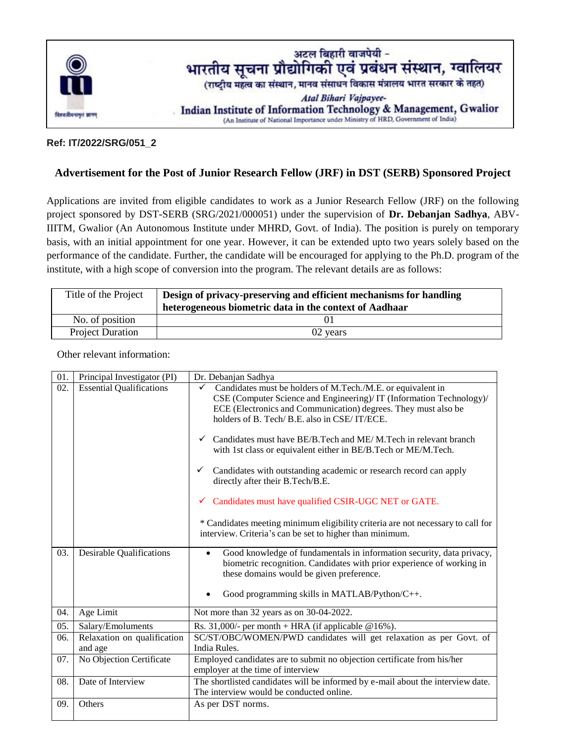अटल बिहारी वाजपेयी -
भारतीय सूचना प्रौद्योगिकी एवं प्रबंधन संस्थान, ग्वालियर
(राष्ट्रीय महत्व का संस्थान, मानव संसाधन विकास मंत्रालय भारत सरकार के तहत)

*Atal Bihari Vajpayee-*
**Indian Institute of Information Technology & Management, Gwalior**
(An Institute of National Importance under Ministry of HRD, Government of India)

**Ref: IT/2022/SRG/051_2**

## Advertisement for the Post of Junior Research Fellow (JRF) in DST (SERB) Sponsored Project

Applications are invited from eligible candidates to work as a Junior Research Fellow (JRF) on the following project sponsored by DST-SERB (SRG/2021/000051) under the supervision of **Dr. Debanjan Sadhya**, ABV-IIITM, Gwalior (An Autonomous Institute under MHRD, Govt. of India). The position is purely on temporary basis, with an initial appointment for one year. However, it can be extended upto two years solely based on the performance of the candidate. Further, the candidate will be encouraged for applying to the Ph.D. program of the institute, with a high scope of conversion into the program. The relevant details are as follows:

| Title of the Project | **Design of privacy-preserving and efficient mechanisms for handling heterogeneous biometric data in the context of Aadhaar** |
|---|---|
| No. of position | 01 |
| Project Duration | 02 years |

Other relevant information:

| | | |
|---|---|---|
| 01. | Principal Investigator (PI) | Dr. Debanjan Sadhya |
| 02. | Essential Qualifications | ✓ Candidates must be holders of M.Tech./M.E. or equivalent in CSE (Computer Science and Engineering)/ IT (Information Technology)/ ECE (Electronics and Communication) degrees. They must also be holders of B. Tech/ B.E. also in CSE/ IT/ECE.<br><br>✓ Candidates must have BE/B.Tech and ME/ M.Tech in relevant branch with 1st class or equivalent either in BE/B.Tech or ME/M.Tech.<br><br>✓ Candidates with outstanding academic or research record can apply directly after their B.Tech/B.E.<br><br>✓ Candidates must have qualified CSIR-UGC NET or GATE.<br><br>* Candidates meeting minimum eligibility criteria are not necessary to call for interview. Criteria's can be set to higher than minimum. |
| 03. | Desirable Qualifications | • Good knowledge of fundamentals in information security, data privacy, biometric recognition. Candidates with prior experience of working in these domains would be given preference.<br><br>• Good programming skills in MATLAB/Python/C++. |
| 04. | Age Limit | Not more than 32 years as on 30-04-2022. |
| 05. | Salary/Emoluments | Rs. 31,000/- per month + HRA (if applicable @16%). |
| 06. | Relaxation on qualification and age | SC/ST/OBC/WOMEN/PWD candidates will get relaxation as per Govt. of India Rules. |
| 07. | No Objection Certificate | Employed candidates are to submit no objection certificate from his/her employer at the time of interview |
| 08. | Date of Interview | The shortlisted candidates will be informed by e-mail about the interview date. The interview would be conducted online. |
| 09. | Others | As per DST norms. |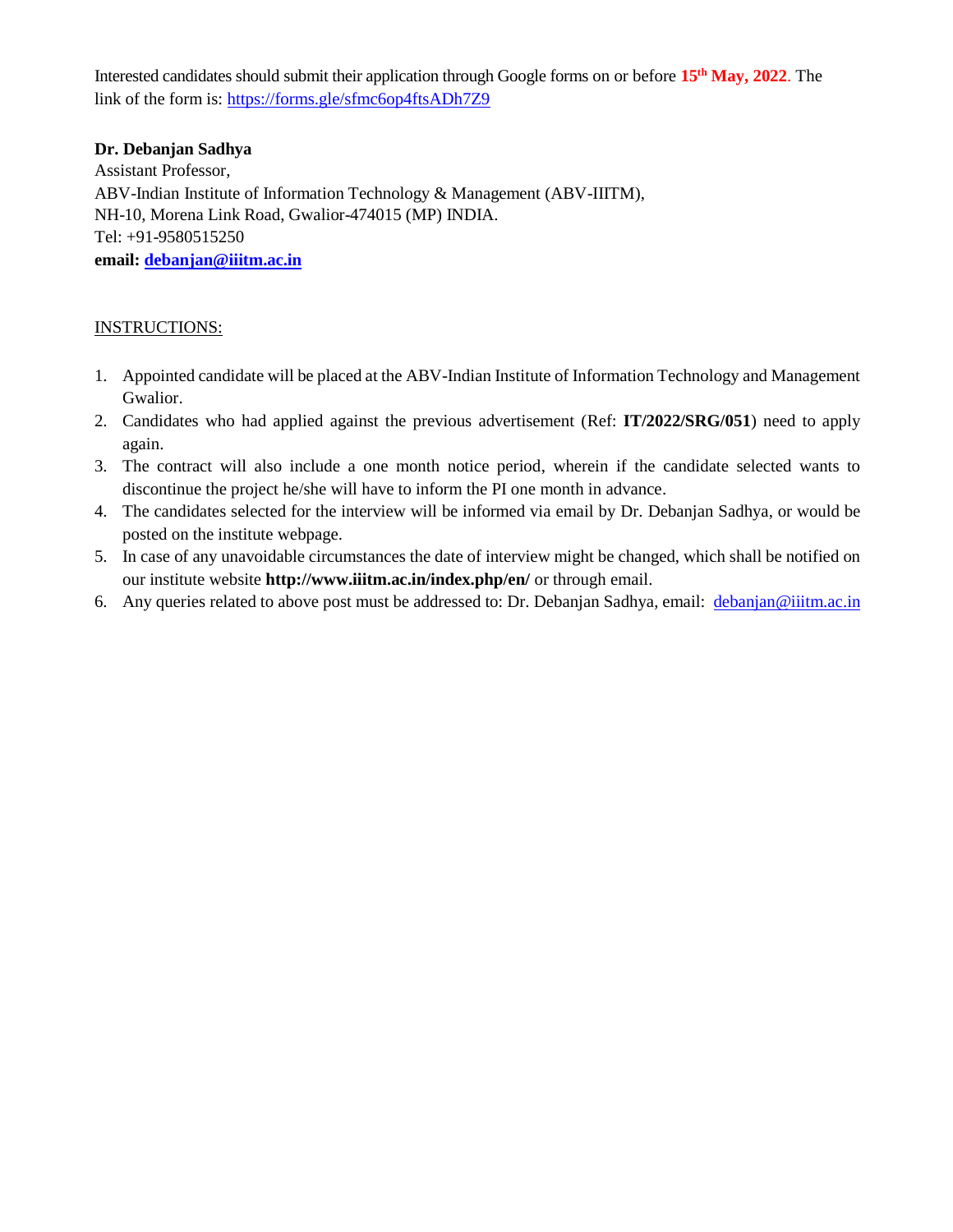Interested candidates should submit their application through Google forms on or before **15th May, 2022**. The link of the form is: https://forms.gle/sfmc6op4ftsADh7Z9

**Dr. Debanjan Sadhya**
Assistant Professor,
ABV-Indian Institute of Information Technology & Management (ABV-IIITM),
NH-10, Morena Link Road, Gwalior-474015 (MP) INDIA.
Tel: +91-9580515250
**email: debanjan@iiitm.ac.in**

INSTRUCTIONS:

1. Appointed candidate will be placed at the ABV-Indian Institute of Information Technology and Management Gwalior.
2. Candidates who had applied against the previous advertisement (Ref: **IT/2022/SRG/051**) need to apply again.
3. The contract will also include a one month notice period, wherein if the candidate selected wants to discontinue the project he/she will have to inform the PI one month in advance.
4. The candidates selected for the interview will be informed via email by Dr. Debanjan Sadhya, or would be posted on the institute webpage.
5. In case of any unavoidable circumstances the date of interview might be changed, which shall be notified on our institute website **http://www.iiitm.ac.in/index.php/en/** or through email.
6. Any queries related to above post must be addressed to: Dr. Debanjan Sadhya, email: debanjan@iiitm.ac.in